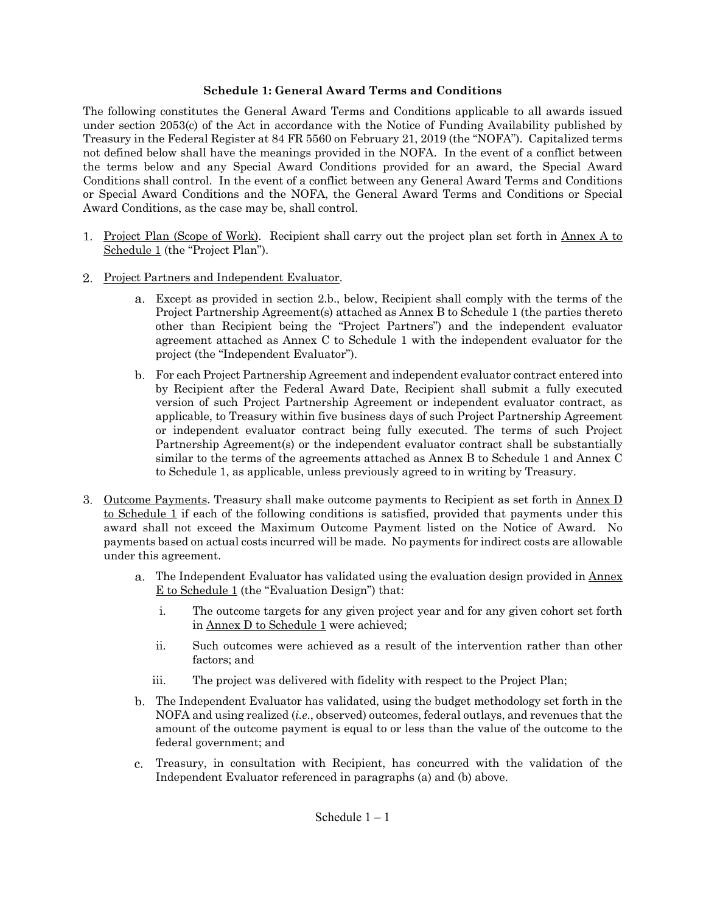# Schedule 1: General Award Terms and Conditions

The following constitutes the General Award Terms and Conditions applicable to all awards issued under section 2053(c) of the Act in accordance with the Notice of Funding Availability published by Treasury in the Federal Register at 84 FR 5560 on February 21, 2019 (the "NOFA"). Capitalized terms not defined below shall have the meanings provided in the NOFA. In the event of a conflict between the terms below and any Special Award Conditions provided for an award, the Special Award Conditions shall control. In the event of a conflict between any General Award Terms and Conditions or Special Award Conditions and the NOFA, the General Award Terms and Conditions or Special Award Conditions, as the case may be, shall control.

1. Project Plan (Scope of Work). Recipient shall carry out the project plan set forth in Annex A to Schedule 1 (the "Project Plan").

2. Project Partners and Independent Evaluator.

   a. Except as provided in section 2.b., below, Recipient shall comply with the terms of the Project Partnership Agreement(s) attached as Annex B to Schedule 1 (the parties thereto other than Recipient being the "Project Partners") and the independent evaluator agreement attached as Annex C to Schedule 1 with the independent evaluator for the project (the "Independent Evaluator").

   b. For each Project Partnership Agreement and independent evaluator contract entered into by Recipient after the Federal Award Date, Recipient shall submit a fully executed version of such Project Partnership Agreement or independent evaluator contract, as applicable, to Treasury within five business days of such Project Partnership Agreement or independent evaluator contract being fully executed. The terms of such Project Partnership Agreement(s) or the independent evaluator contract shall be substantially similar to the terms of the agreements attached as Annex B to Schedule 1 and Annex C to Schedule 1, as applicable, unless previously agreed to in writing by Treasury.

3. Outcome Payments. Treasury shall make outcome payments to Recipient as set forth in Annex D to Schedule 1 if each of the following conditions is satisfied, provided that payments under this award shall not exceed the Maximum Outcome Payment listed on the Notice of Award. No payments based on actual costs incurred will be made. No payments for indirect costs are allowable under this agreement.

   a. The Independent Evaluator has validated using the evaluation design provided in Annex E to Schedule 1 (the "Evaluation Design") that:

      i. The outcome targets for any given project year and for any given cohort set forth in Annex D to Schedule 1 were achieved;

      ii. Such outcomes were achieved as a result of the intervention rather than other factors; and

      iii. The project was delivered with fidelity with respect to the Project Plan;

   b. The Independent Evaluator has validated, using the budget methodology set forth in the NOFA and using realized (*i.e.*, observed) outcomes, federal outlays, and revenues that the amount of the outcome payment is equal to or less than the value of the outcome to the federal government; and

   c. Treasury, in consultation with Recipient, has concurred with the validation of the Independent Evaluator referenced in paragraphs (a) and (b) above.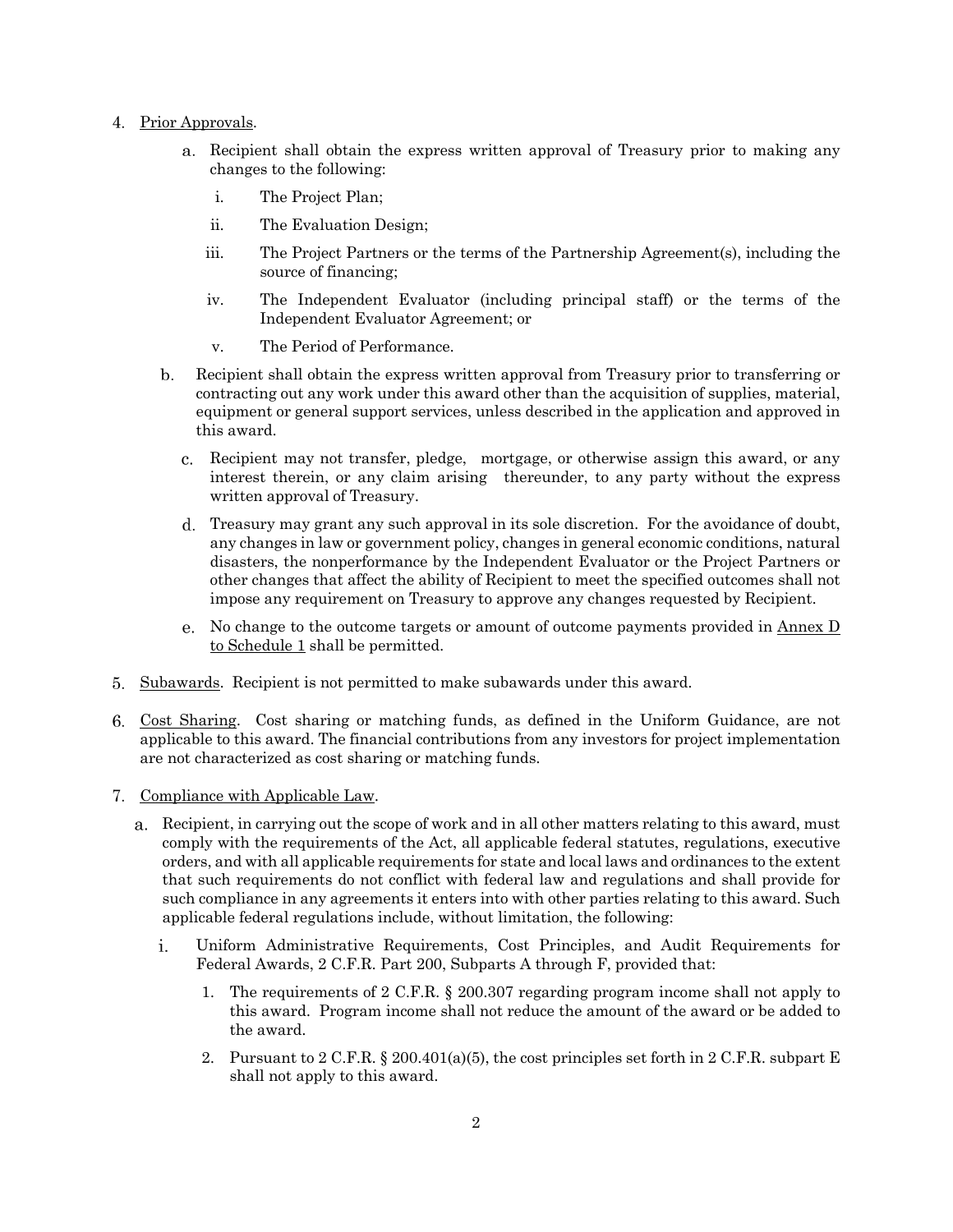4. Prior Approvals.

    a. Recipient shall obtain the express written approval of Treasury prior to making any changes to the following:

        i. The Project Plan;

        ii. The Evaluation Design;

        iii. The Project Partners or the terms of the Partnership Agreement(s), including the source of financing;

        iv. The Independent Evaluator (including principal staff) or the terms of the Independent Evaluator Agreement; or

        v. The Period of Performance.

    b. Recipient shall obtain the express written approval from Treasury prior to transferring or contracting out any work under this award other than the acquisition of supplies, material, equipment or general support services, unless described in the application and approved in this award.

    c. Recipient may not transfer, pledge, mortgage, or otherwise assign this award, or any interest therein, or any claim arising thereunder, to any party without the express written approval of Treasury.

    d. Treasury may grant any such approval in its sole discretion. For the avoidance of doubt, any changes in law or government policy, changes in general economic conditions, natural disasters, the nonperformance by the Independent Evaluator or the Project Partners or other changes that affect the ability of Recipient to meet the specified outcomes shall not impose any requirement on Treasury to approve any changes requested by Recipient.

    e. No change to the outcome targets or amount of outcome payments provided in Annex D to Schedule 1 shall be permitted.

5. Subawards. Recipient is not permitted to make subawards under this award.

6. Cost Sharing. Cost sharing or matching funds, as defined in the Uniform Guidance, are not applicable to this award. The financial contributions from any investors for project implementation are not characterized as cost sharing or matching funds.

7. Compliance with Applicable Law.

    a. Recipient, in carrying out the scope of work and in all other matters relating to this award, must comply with the requirements of the Act, all applicable federal statutes, regulations, executive orders, and with all applicable requirements for state and local laws and ordinances to the extent that such requirements do not conflict with federal law and regulations and shall provide for such compliance in any agreements it enters into with other parties relating to this award. Such applicable federal regulations include, without limitation, the following:

        i. Uniform Administrative Requirements, Cost Principles, and Audit Requirements for Federal Awards, 2 C.F.R. Part 200, Subparts A through F, provided that:

            1. The requirements of 2 C.F.R. § 200.307 regarding program income shall not apply to this award. Program income shall not reduce the amount of the award or be added to the award.

            2. Pursuant to 2 C.F.R. § 200.401(a)(5), the cost principles set forth in 2 C.F.R. subpart E shall not apply to this award.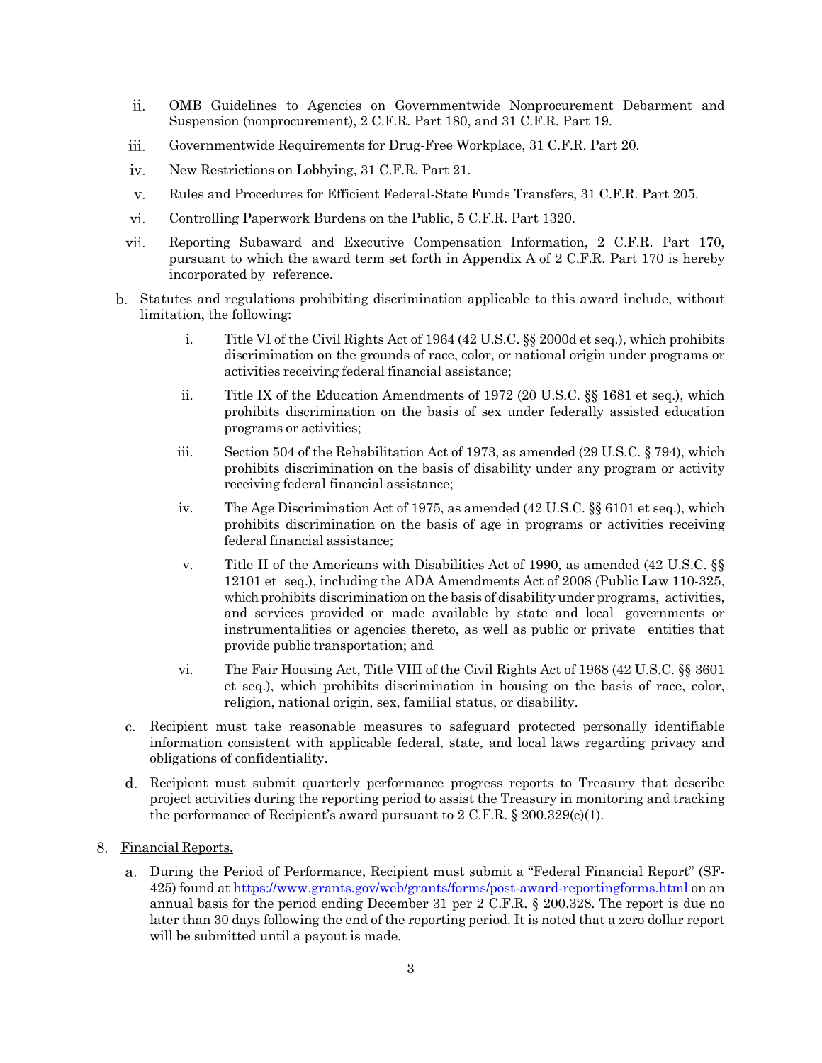ii. OMB Guidelines to Agencies on Governmentwide Nonprocurement Debarment and Suspension (nonprocurement), 2 C.F.R. Part 180, and 31 C.F.R. Part 19.

iii. Governmentwide Requirements for Drug-Free Workplace, 31 C.F.R. Part 20.

iv. New Restrictions on Lobbying, 31 C.F.R. Part 21.

v. Rules and Procedures for Efficient Federal-State Funds Transfers, 31 C.F.R. Part 205.

vi. Controlling Paperwork Burdens on the Public, 5 C.F.R. Part 1320.

vii. Reporting Subaward and Executive Compensation Information, 2 C.F.R. Part 170, pursuant to which the award term set forth in Appendix A of 2 C.F.R. Part 170 is hereby incorporated by reference.

b. Statutes and regulations prohibiting discrimination applicable to this award include, without limitation, the following:

   i. Title VI of the Civil Rights Act of 1964 (42 U.S.C. §§ 2000d et seq.), which prohibits discrimination on the grounds of race, color, or national origin under programs or activities receiving federal financial assistance;

   ii. Title IX of the Education Amendments of 1972 (20 U.S.C. §§ 1681 et seq.), which prohibits discrimination on the basis of sex under federally assisted education programs or activities;

   iii. Section 504 of the Rehabilitation Act of 1973, as amended (29 U.S.C. § 794), which prohibits discrimination on the basis of disability under any program or activity receiving federal financial assistance;

   iv. The Age Discrimination Act of 1975, as amended (42 U.S.C. §§ 6101 et seq.), which prohibits discrimination on the basis of age in programs or activities receiving federal financial assistance;

   v. Title II of the Americans with Disabilities Act of 1990, as amended (42 U.S.C. §§ 12101 et seq.), including the ADA Amendments Act of 2008 (Public Law 110-325, which prohibits discrimination on the basis of disability under programs, activities, and services provided or made available by state and local governments or instrumentalities or agencies thereto, as well as public or private entities that provide public transportation; and

   vi. The Fair Housing Act, Title VIII of the Civil Rights Act of 1968 (42 U.S.C. §§ 3601 et seq.), which prohibits discrimination in housing on the basis of race, color, religion, national origin, sex, familial status, or disability.

c. Recipient must take reasonable measures to safeguard protected personally identifiable information consistent with applicable federal, state, and local laws regarding privacy and obligations of confidentiality.

d. Recipient must submit quarterly performance progress reports to Treasury that describe project activities during the reporting period to assist the Treasury in monitoring and tracking the performance of Recipient's award pursuant to 2 C.F.R. § 200.329(c)(1).

8. Financial Reports.

   a. During the Period of Performance, Recipient must submit a "Federal Financial Report" (SF-425) found at https://www.grants.gov/web/grants/forms/post-award-reportingforms.html on an annual basis for the period ending December 31 per 2 C.F.R. § 200.328. The report is due no later than 30 days following the end of the reporting period. It is noted that a zero dollar report will be submitted until a payout is made.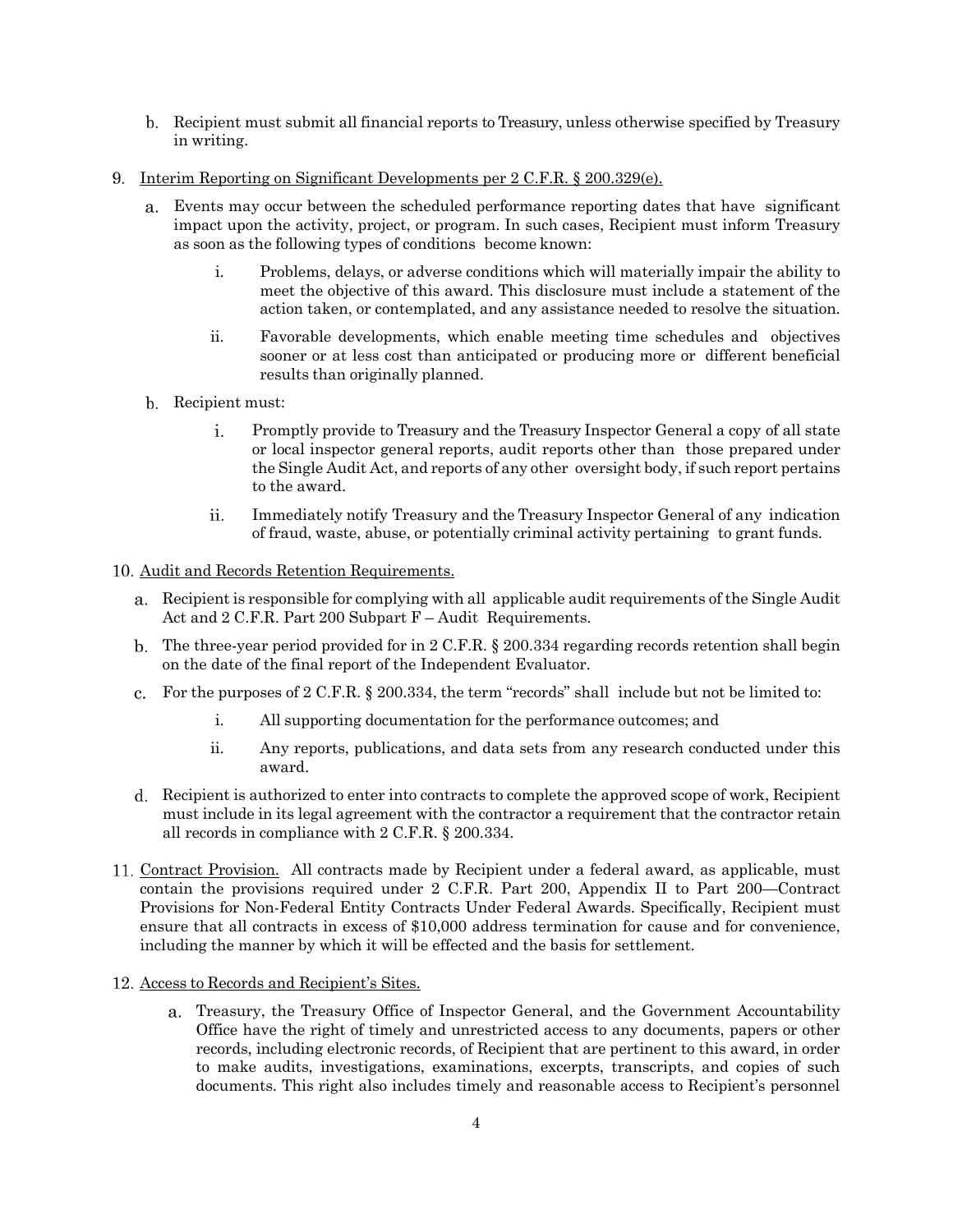b. Recipient must submit all financial reports to Treasury, unless otherwise specified by Treasury in writing.

9. <u>Interim Reporting on Significant Developments per 2 C.F.R. § 200.329(e).</u>

   a. Events may occur between the scheduled performance reporting dates that have significant impact upon the activity, project, or program. In such cases, Recipient must inform Treasury as soon as the following types of conditions become known:

      i. Problems, delays, or adverse conditions which will materially impair the ability to meet the objective of this award. This disclosure must include a statement of the action taken, or contemplated, and any assistance needed to resolve the situation.

      ii. Favorable developments, which enable meeting time schedules and objectives sooner or at less cost than anticipated or producing more or different beneficial results than originally planned.

   b. Recipient must:

      i. Promptly provide to Treasury and the Treasury Inspector General a copy of all state or local inspector general reports, audit reports other than those prepared under the Single Audit Act, and reports of any other oversight body, if such report pertains to the award.

      ii. Immediately notify Treasury and the Treasury Inspector General of any indication of fraud, waste, abuse, or potentially criminal activity pertaining to grant funds.

10. <u>Audit and Records Retention Requirements.</u>

   a. Recipient is responsible for complying with all applicable audit requirements of the Single Audit Act and 2 C.F.R. Part 200 Subpart F – Audit Requirements.

   b. The three-year period provided for in 2 C.F.R. § 200.334 regarding records retention shall begin on the date of the final report of the Independent Evaluator.

   c. For the purposes of 2 C.F.R. § 200.334, the term "records" shall include but not be limited to:

      i. All supporting documentation for the performance outcomes; and

      ii. Any reports, publications, and data sets from any research conducted under this award.

   d. Recipient is authorized to enter into contracts to complete the approved scope of work, Recipient must include in its legal agreement with the contractor a requirement that the contractor retain all records in compliance with 2 C.F.R. § 200.334.

11. <u>Contract Provision.</u> All contracts made by Recipient under a federal award, as applicable, must contain the provisions required under 2 C.F.R. Part 200, Appendix II to Part 200—Contract Provisions for Non-Federal Entity Contracts Under Federal Awards. Specifically, Recipient must ensure that all contracts in excess of $10,000 address termination for cause and for convenience, including the manner by which it will be effected and the basis for settlement.

12. <u>Access to Records and Recipient's Sites.</u>

   a. Treasury, the Treasury Office of Inspector General, and the Government Accountability Office have the right of timely and unrestricted access to any documents, papers or other records, including electronic records, of Recipient that are pertinent to this award, in order to make audits, investigations, examinations, excerpts, transcripts, and copies of such documents. This right also includes timely and reasonable access to Recipient's personnel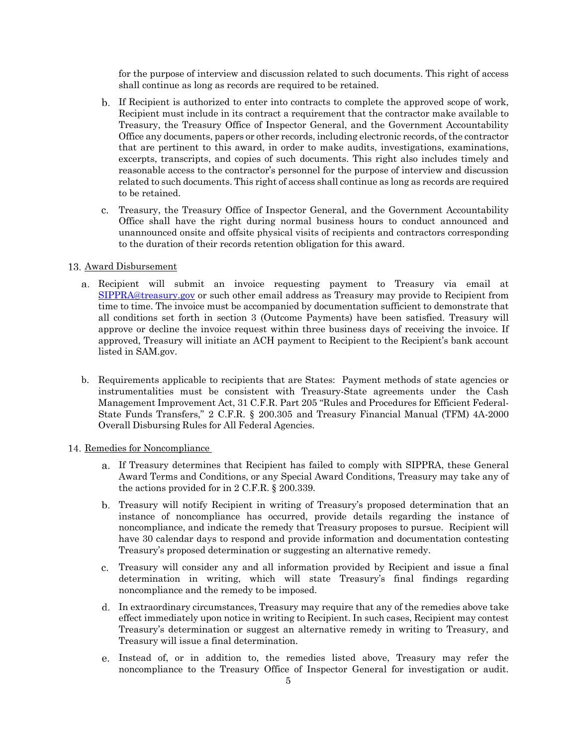for the purpose of interview and discussion related to such documents. This right of access shall continue as long as records are required to be retained.

b. If Recipient is authorized to enter into contracts to complete the approved scope of work, Recipient must include in its contract a requirement that the contractor make available to Treasury, the Treasury Office of Inspector General, and the Government Accountability Office any documents, papers or other records, including electronic records, of the contractor that are pertinent to this award, in order to make audits, investigations, examinations, excerpts, transcripts, and copies of such documents. This right also includes timely and reasonable access to the contractor's personnel for the purpose of interview and discussion related to such documents. This right of access shall continue as long as records are required to be retained.

c. Treasury, the Treasury Office of Inspector General, and the Government Accountability Office shall have the right during normal business hours to conduct announced and unannounced onsite and offsite physical visits of recipients and contractors corresponding to the duration of their records retention obligation for this award.

13. Award Disbursement

a. Recipient will submit an invoice requesting payment to Treasury via email at SIPPRA@treasury.gov or such other email address as Treasury may provide to Recipient from time to time. The invoice must be accompanied by documentation sufficient to demonstrate that all conditions set forth in section 3 (Outcome Payments) have been satisfied. Treasury will approve or decline the invoice request within three business days of receiving the invoice. If approved, Treasury will initiate an ACH payment to Recipient to the Recipient's bank account listed in SAM.gov.

b. Requirements applicable to recipients that are States: Payment methods of state agencies or instrumentalities must be consistent with Treasury-State agreements under the Cash Management Improvement Act, 31 C.F.R. Part 205 "Rules and Procedures for Efficient Federal-State Funds Transfers," 2 C.F.R. § 200.305 and Treasury Financial Manual (TFM) 4A-2000 Overall Disbursing Rules for All Federal Agencies.

14. Remedies for Noncompliance

a. If Treasury determines that Recipient has failed to comply with SIPPRA, these General Award Terms and Conditions, or any Special Award Conditions, Treasury may take any of the actions provided for in 2 C.F.R. § 200.339.

b. Treasury will notify Recipient in writing of Treasury's proposed determination that an instance of noncompliance has occurred, provide details regarding the instance of noncompliance, and indicate the remedy that Treasury proposes to pursue. Recipient will have 30 calendar days to respond and provide information and documentation contesting Treasury's proposed determination or suggesting an alternative remedy.

c. Treasury will consider any and all information provided by Recipient and issue a final determination in writing, which will state Treasury's final findings regarding noncompliance and the remedy to be imposed.

d. In extraordinary circumstances, Treasury may require that any of the remedies above take effect immediately upon notice in writing to Recipient. In such cases, Recipient may contest Treasury's determination or suggest an alternative remedy in writing to Treasury, and Treasury will issue a final determination.

e. Instead of, or in addition to, the remedies listed above, Treasury may refer the noncompliance to the Treasury Office of Inspector General for investigation or audit.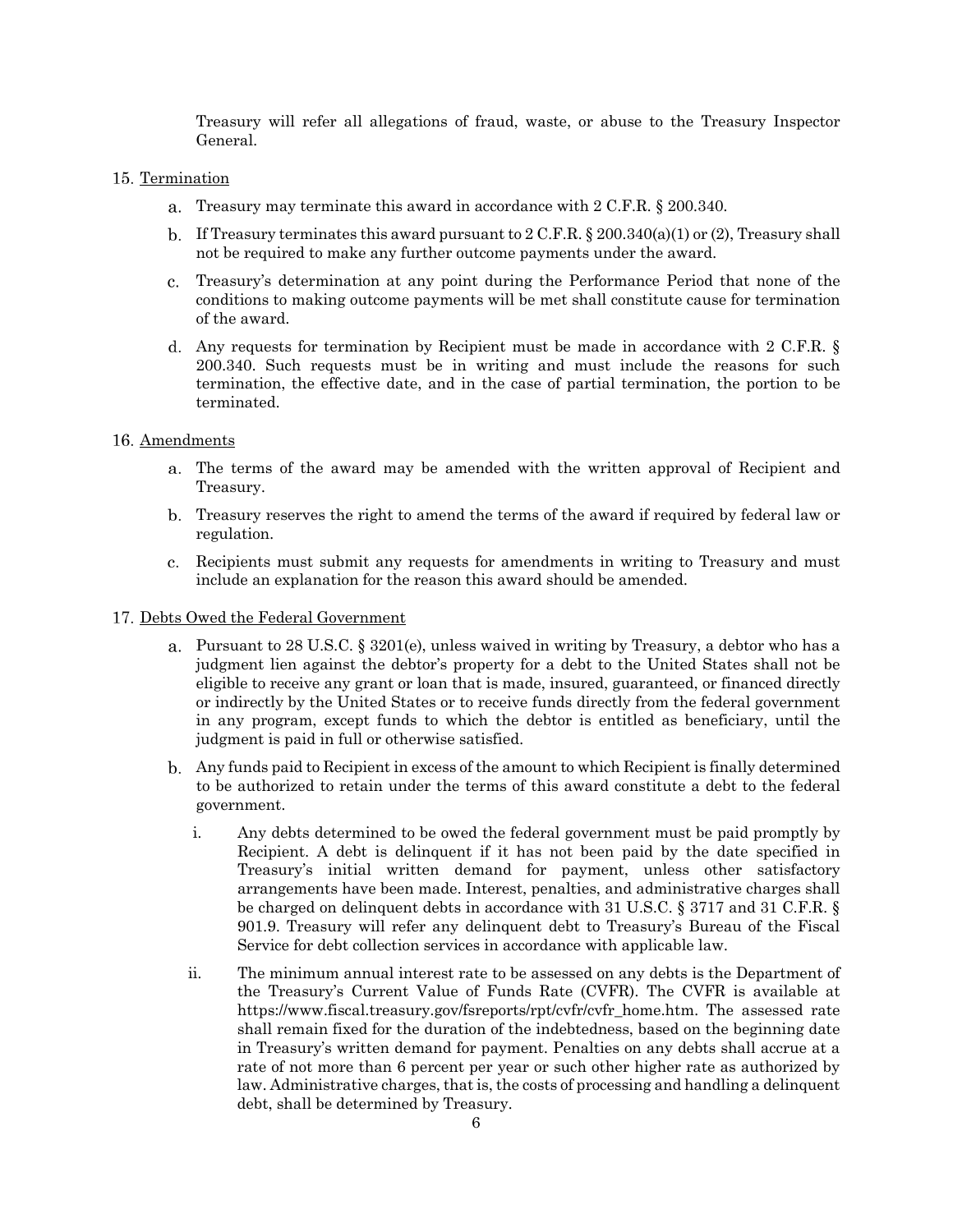Treasury will refer all allegations of fraud, waste, or abuse to the Treasury Inspector General.

15. <u>Termination</u>

    a. Treasury may terminate this award in accordance with 2 C.F.R. § 200.340.

    b. If Treasury terminates this award pursuant to 2 C.F.R. § 200.340(a)(1) or (2), Treasury shall not be required to make any further outcome payments under the award.

    c. Treasury's determination at any point during the Performance Period that none of the conditions to making outcome payments will be met shall constitute cause for termination of the award.

    d. Any requests for termination by Recipient must be made in accordance with 2 C.F.R. § 200.340. Such requests must be in writing and must include the reasons for such termination, the effective date, and in the case of partial termination, the portion to be terminated.

16. <u>Amendments</u>

    a. The terms of the award may be amended with the written approval of Recipient and Treasury.

    b. Treasury reserves the right to amend the terms of the award if required by federal law or regulation.

    c. Recipients must submit any requests for amendments in writing to Treasury and must include an explanation for the reason this award should be amended.

17. <u>Debts Owed the Federal Government</u>

    a. Pursuant to 28 U.S.C. § 3201(e), unless waived in writing by Treasury, a debtor who has a judgment lien against the debtor's property for a debt to the United States shall not be eligible to receive any grant or loan that is made, insured, guaranteed, or financed directly or indirectly by the United States or to receive funds directly from the federal government in any program, except funds to which the debtor is entitled as beneficiary, until the judgment is paid in full or otherwise satisfied.

    b. Any funds paid to Recipient in excess of the amount to which Recipient is finally determined to be authorized to retain under the terms of this award constitute a debt to the federal government.

        i. Any debts determined to be owed the federal government must be paid promptly by Recipient. A debt is delinquent if it has not been paid by the date specified in Treasury's initial written demand for payment, unless other satisfactory arrangements have been made. Interest, penalties, and administrative charges shall be charged on delinquent debts in accordance with 31 U.S.C. § 3717 and 31 C.F.R. § 901.9. Treasury will refer any delinquent debt to Treasury's Bureau of the Fiscal Service for debt collection services in accordance with applicable law.

        ii. The minimum annual interest rate to be assessed on any debts is the Department of the Treasury's Current Value of Funds Rate (CVFR). The CVFR is available at https://www.fiscal.treasury.gov/fsreports/rpt/cvfr/cvfr_home.htm. The assessed rate shall remain fixed for the duration of the indebtedness, based on the beginning date in Treasury's written demand for payment. Penalties on any debts shall accrue at a rate of not more than 6 percent per year or such other higher rate as authorized by law. Administrative charges, that is, the costs of processing and handling a delinquent debt, shall be determined by Treasury.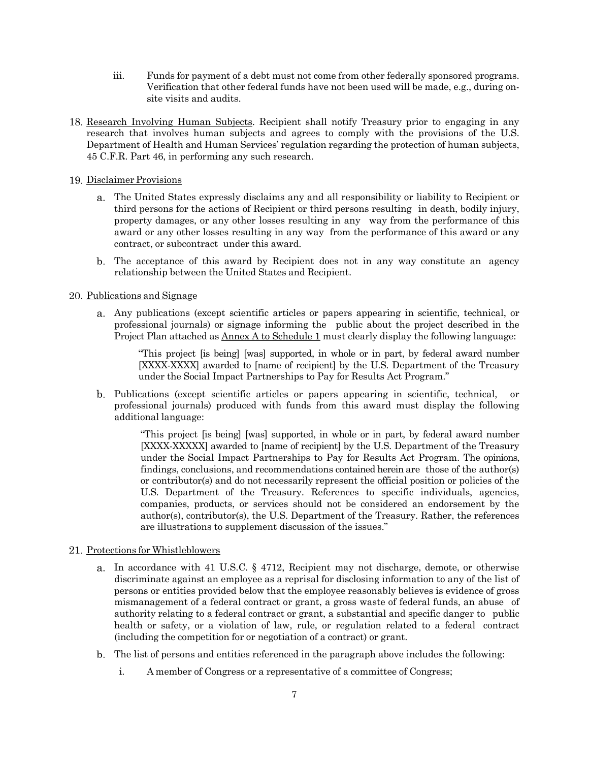iii. Funds for payment of a debt must not come from other federally sponsored programs. Verification that other federal funds have not been used will be made, e.g., during on-site visits and audits.

18. <u>Research Involving Human Subjects</u>. Recipient shall notify Treasury prior to engaging in any research that involves human subjects and agrees to comply with the provisions of the U.S. Department of Health and Human Services' regulation regarding the protection of human subjects, 45 C.F.R. Part 46, in performing any such research.

19. <u>Disclaimer Provisions</u>

    a. The United States expressly disclaims any and all responsibility or liability to Recipient or third persons for the actions of Recipient or third persons resulting in death, bodily injury, property damages, or any other losses resulting in any way from the performance of this award or any other losses resulting in any way from the performance of this award or any contract, or subcontract under this award.

    b. The acceptance of this award by Recipient does not in any way constitute an agency relationship between the United States and Recipient.

20. <u>Publications and Signage</u>

    a. Any publications (except scientific articles or papers appearing in scientific, technical, or professional journals) or signage informing the public about the project described in the Project Plan attached as <u>Annex A to Schedule 1</u> must clearly display the following language:

    > "This project [is being] [was] supported, in whole or in part, by federal award number [XXXX-XXXX] awarded to [name of recipient] by the U.S. Department of the Treasury under the Social Impact Partnerships to Pay for Results Act Program."

    b. Publications (except scientific articles or papers appearing in scientific, technical, or professional journals) produced with funds from this award must display the following additional language:

    > "This project [is being] [was] supported, in whole or in part, by federal award number [XXXX-XXXXX] awarded to [name of recipient] by the U.S. Department of the Treasury under the Social Impact Partnerships to Pay for Results Act Program. The opinions, findings, conclusions, and recommendations contained herein are those of the author(s) or contributor(s) and do not necessarily represent the official position or policies of the U.S. Department of the Treasury. References to specific individuals, agencies, companies, products, or services should not be considered an endorsement by the author(s), contributor(s), the U.S. Department of the Treasury. Rather, the references are illustrations to supplement discussion of the issues."

21. <u>Protections for Whistleblowers</u>

    a. In accordance with 41 U.S.C. § 4712, Recipient may not discharge, demote, or otherwise discriminate against an employee as a reprisal for disclosing information to any of the list of persons or entities provided below that the employee reasonably believes is evidence of gross mismanagement of a federal contract or grant, a gross waste of federal funds, an abuse of authority relating to a federal contract or grant, a substantial and specific danger to public health or safety, or a violation of law, rule, or regulation related to a federal contract (including the competition for or negotiation of a contract) or grant.

    b. The list of persons and entities referenced in the paragraph above includes the following:

        i. A member of Congress or a representative of a committee of Congress;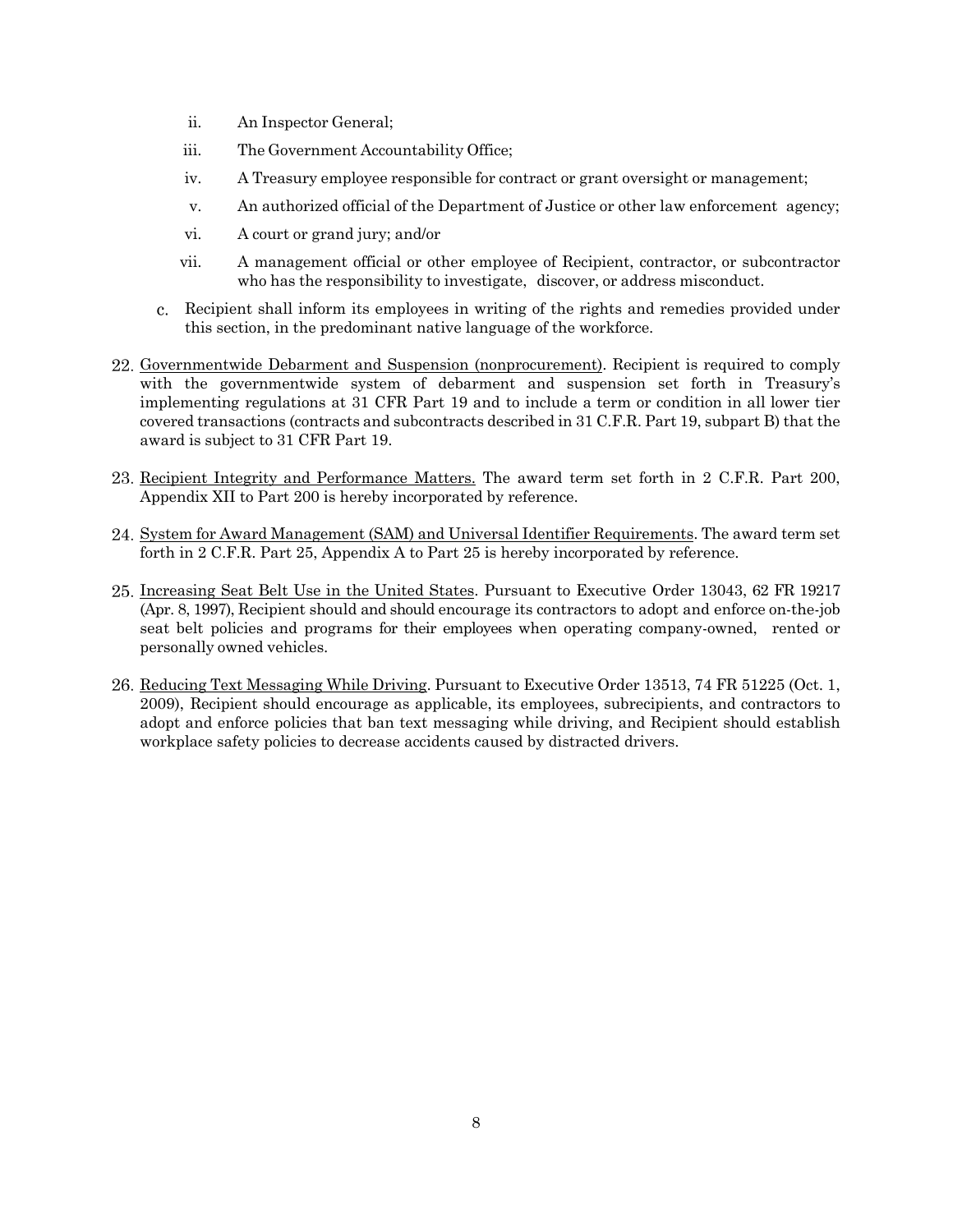ii. An Inspector General;

iii. The Government Accountability Office;

iv. A Treasury employee responsible for contract or grant oversight or management;

v. An authorized official of the Department of Justice or other law enforcement agency;

vi. A court or grand jury; and/or

vii. A management official or other employee of Recipient, contractor, or subcontractor who has the responsibility to investigate, discover, or address misconduct.

c. Recipient shall inform its employees in writing of the rights and remedies provided under this section, in the predominant native language of the workforce.

22. <u>Governmentwide Debarment and Suspension (nonprocurement)</u>. Recipient is required to comply with the governmentwide system of debarment and suspension set forth in Treasury's implementing regulations at 31 CFR Part 19 and to include a term or condition in all lower tier covered transactions (contracts and subcontracts described in 31 C.F.R. Part 19, subpart B) that the award is subject to 31 CFR Part 19.

23. <u>Recipient Integrity and Performance Matters.</u> The award term set forth in 2 C.F.R. Part 200, Appendix XII to Part 200 is hereby incorporated by reference.

24. <u>System for Award Management (SAM) and Universal Identifier Requirements</u>. The award term set forth in 2 C.F.R. Part 25, Appendix A to Part 25 is hereby incorporated by reference.

25. <u>Increasing Seat Belt Use in the United States</u>. Pursuant to Executive Order 13043, 62 FR 19217 (Apr. 8, 1997), Recipient should and should encourage its contractors to adopt and enforce on-the-job seat belt policies and programs for their employees when operating company-owned, rented or personally owned vehicles.

26. <u>Reducing Text Messaging While Driving</u>. Pursuant to Executive Order 13513, 74 FR 51225 (Oct. 1, 2009), Recipient should encourage as applicable, its employees, subrecipients, and contractors to adopt and enforce policies that ban text messaging while driving, and Recipient should establish workplace safety policies to decrease accidents caused by distracted drivers.